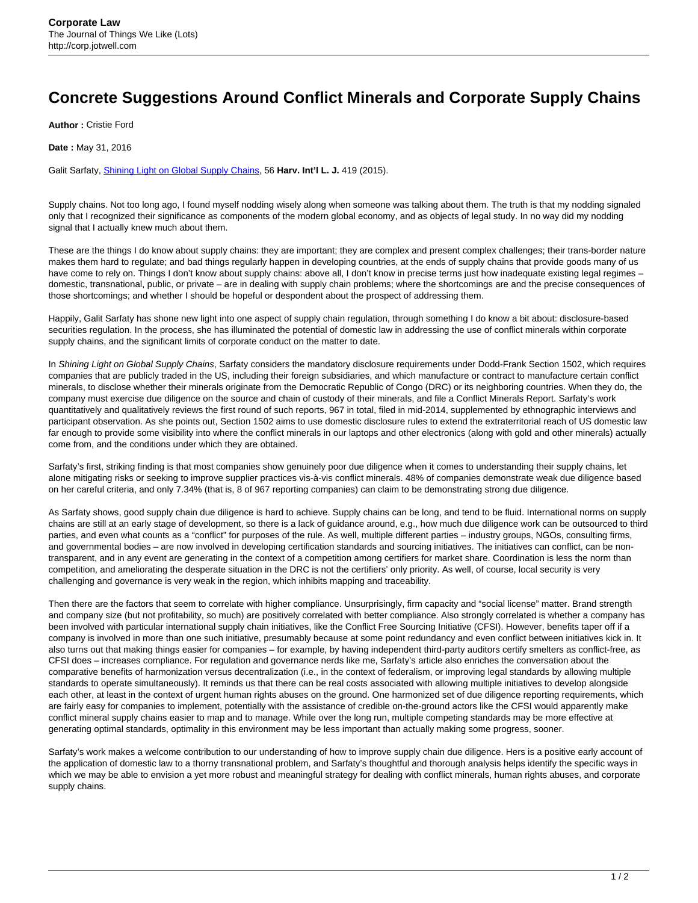# Concrete Suggestions Around Conflict Minerals and Corporate Supply Chains

**Author :** Cristie Ford

**Date :** May 31, 2016

Galit Sarfaty, [Shining Light on Global Supply Chains](), 56 **Harv. Int'l L. J.** 419 (2015).

Supply chains. Not too long ago, I found myself nodding wisely along when someone was talking about them. The truth is that my nodding signaled only that I recognized their significance as components of the modern global economy, and as objects of legal study. In no way did my nodding signal that I actually knew much about them.

These are the things I do know about supply chains: they are important; they are complex and present complex challenges; their trans-border nature makes them hard to regulate; and bad things regularly happen in developing countries, at the ends of supply chains that provide goods many of us have come to rely on. Things I don't know about supply chains: above all, I don't know in precise terms just how inadequate existing legal regimes – domestic, transnational, public, or private – are in dealing with supply chain problems; where the shortcomings are and the precise consequences of those shortcomings; and whether I should be hopeful or despondent about the prospect of addressing them.

Happily, Galit Sarfaty has shone new light into one aspect of supply chain regulation, through something I do know a bit about: disclosure-based securities regulation. In the process, she has illuminated the potential of domestic law in addressing the use of conflict minerals within corporate supply chains, and the significant limits of corporate conduct on the matter to date.

In *Shining Light on Global Supply Chains*, Sarfaty considers the mandatory disclosure requirements under Dodd-Frank Section 1502, which requires companies that are publicly traded in the US, including their foreign subsidiaries, and which manufacture or contract to manufacture certain conflict minerals, to disclose whether their minerals originate from the Democratic Republic of Congo (DRC) or its neighboring countries. When they do, the company must exercise due diligence on the source and chain of custody of their minerals, and file a Conflict Minerals Report. Sarfaty's work quantitatively and qualitatively reviews the first round of such reports, 967 in total, filed in mid-2014, supplemented by ethnographic interviews and participant observation. As she points out, Section 1502 aims to use domestic disclosure rules to extend the extraterritorial reach of US domestic law far enough to provide some visibility into where the conflict minerals in our laptops and other electronics (along with gold and other minerals) actually come from, and the conditions under which they are obtained.

Sarfaty's first, striking finding is that most companies show genuinely poor due diligence when it comes to understanding their supply chains, let alone mitigating risks or seeking to improve supplier practices vis-à-vis conflict minerals. 48% of companies demonstrate weak due diligence based on her careful criteria, and only 7.34% (that is, 8 of 967 reporting companies) can claim to be demonstrating strong due diligence.

As Sarfaty shows, good supply chain due diligence is hard to achieve. Supply chains can be long, and tend to be fluid. International norms on supply chains are still at an early stage of development, so there is a lack of guidance around, e.g., how much due diligence work can be outsourced to third parties, and even what counts as a "conflict" for purposes of the rule. As well, multiple different parties – industry groups, NGOs, consulting firms, and governmental bodies – are now involved in developing certification standards and sourcing initiatives. The initiatives can conflict, can be non-transparent, and in any event are generating in the context of a competition among certifiers for market share. Coordination is less the norm than competition, and ameliorating the desperate situation in the DRC is not the certifiers' only priority. As well, of course, local security is very challenging and governance is very weak in the region, which inhibits mapping and traceability.

Then there are the factors that seem to correlate with higher compliance. Unsurprisingly, firm capacity and "social license" matter. Brand strength and company size (but not profitability, so much) are positively correlated with better compliance. Also strongly correlated is whether a company has been involved with particular international supply chain initiatives, like the Conflict Free Sourcing Initiative (CFSI). However, benefits taper off if a company is involved in more than one such initiative, presumably because at some point redundancy and even conflict between initiatives kick in. It also turns out that making things easier for companies – for example, by having independent third-party auditors certify smelters as conflict-free, as CFSI does – increases compliance. For regulation and governance nerds like me, Sarfaty's article also enriches the conversation about the comparative benefits of harmonization versus decentralization (i.e., in the context of federalism, or improving legal standards by allowing multiple standards to operate simultaneously). It reminds us that there can be real costs associated with allowing multiple initiatives to develop alongside each other, at least in the context of urgent human rights abuses on the ground. One harmonized set of due diligence reporting requirements, which are fairly easy for companies to implement, potentially with the assistance of credible on-the-ground actors like the CFSI would apparently make conflict mineral supply chains easier to map and to manage. While over the long run, multiple competing standards may be more effective at generating optimal standards, optimality in this environment may be less important than actually making some progress, sooner.

Sarfaty's work makes a welcome contribution to our understanding of how to improve supply chain due diligence. Hers is a positive early account of the application of domestic law to a thorny transnational problem, and Sarfaty's thoughtful and thorough analysis helps identify the specific ways in which we may be able to envision a yet more robust and meaningful strategy for dealing with conflict minerals, human rights abuses, and corporate supply chains.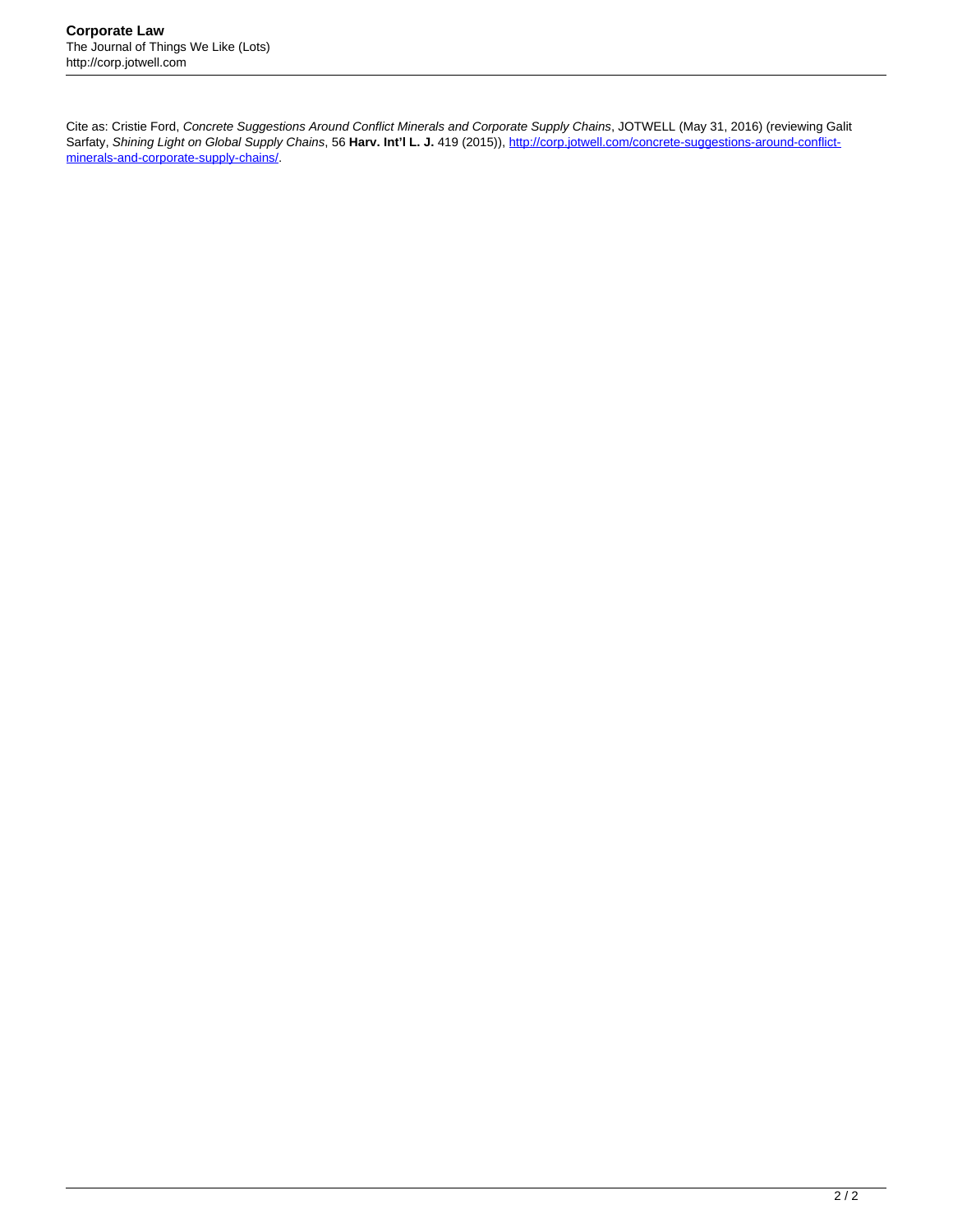Cite as: Cristie Ford, *Concrete Suggestions Around Conflict Minerals and Corporate Supply Chains*, JOTWELL (May 31, 2016) (reviewing Galit Sarfaty, *Shining Light on Global Supply Chains*, 56 **Harv. Int'l L. J.** 419 (2015)), [http://corp.jotwell.com/concrete-suggestions-around-conflict-minerals-and-corporate-supply-chains/](http://corp.jotwell.com/concrete-suggestions-around-conflict-minerals-and-corporate-supply-chains/).